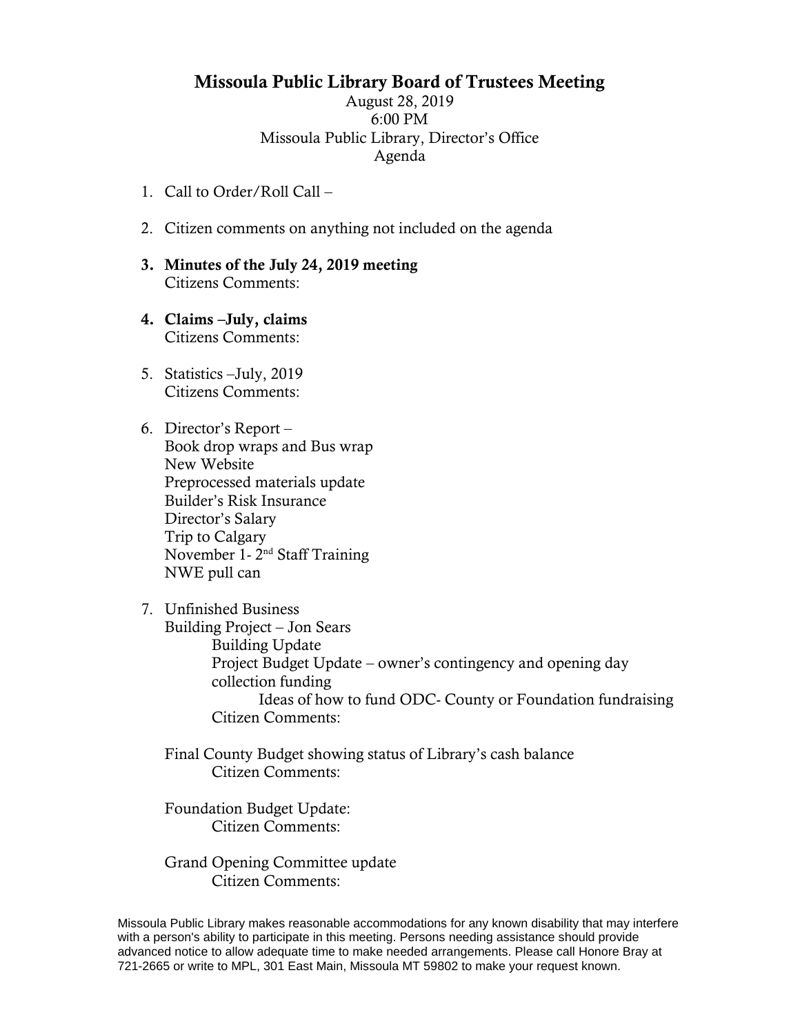# Missoula Public Library Board of Trustees Meeting

August 28, 2019
6:00 PM
Missoula Public Library, Director's Office
Agenda

1. Call to Order/Roll Call –

2. Citizen comments on anything not included on the agenda

3. **Minutes of the July 24, 2019 meeting**
   Citizens Comments:

4. **Claims –July, claims**
   Citizens Comments:

5. Statistics –July, 2019
   Citizens Comments:

6. Director's Report –
   Book drop wraps and Bus wrap
   New Website
   Preprocessed materials update
   Builder's Risk Insurance
   Director's Salary
   Trip to Calgary
   November 1- 2nd Staff Training
   NWE pull can

7. Unfinished Business
   Building Project – Jon Sears
      Building Update
      Project Budget Update – owner's contingency and opening day collection funding
         Ideas of how to fund ODC- County or Foundation fundraising
      Citizen Comments:

   Final County Budget showing status of Library's cash balance
      Citizen Comments:

   Foundation Budget Update:
      Citizen Comments:

   Grand Opening Committee update
      Citizen Comments:

Missoula Public Library makes reasonable accommodations for any known disability that may interfere with a person's ability to participate in this meeting. Persons needing assistance should provide advanced notice to allow adequate time to make needed arrangements. Please call Honore Bray at 721-2665 or write to MPL, 301 East Main, Missoula MT 59802 to make your request known.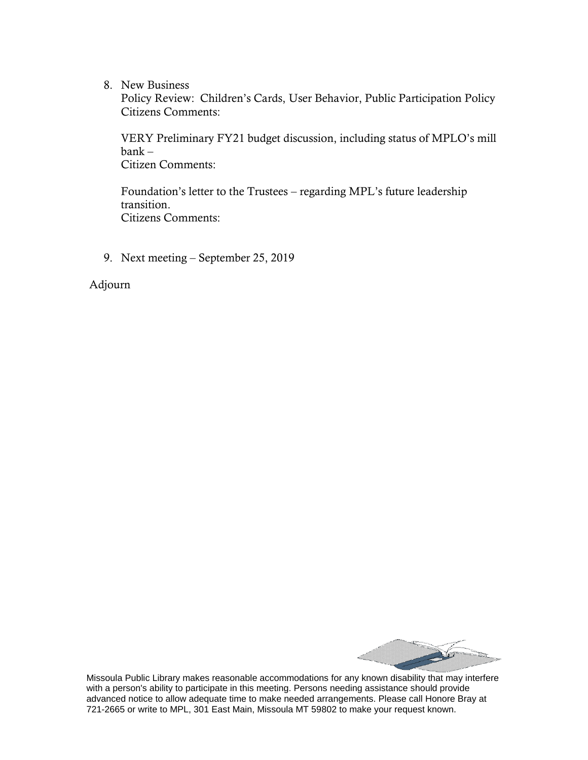8. New Business

   Policy Review: Children's Cards, User Behavior, Public Participation Policy
   Citizens Comments:

   VERY Preliminary FY21 budget discussion, including status of MPLO's mill bank –
   Citizen Comments:

   Foundation's letter to the Trustees – regarding MPL's future leadership transition.
   Citizens Comments:

9. Next meeting – September 25, 2019

Adjourn

Missoula Public Library makes reasonable accommodations for any known disability that may interfere with a person's ability to participate in this meeting. Persons needing assistance should provide advanced notice to allow adequate time to make needed arrangements. Please call Honore Bray at 721-2665 or write to MPL, 301 East Main, Missoula MT 59802 to make your request known.